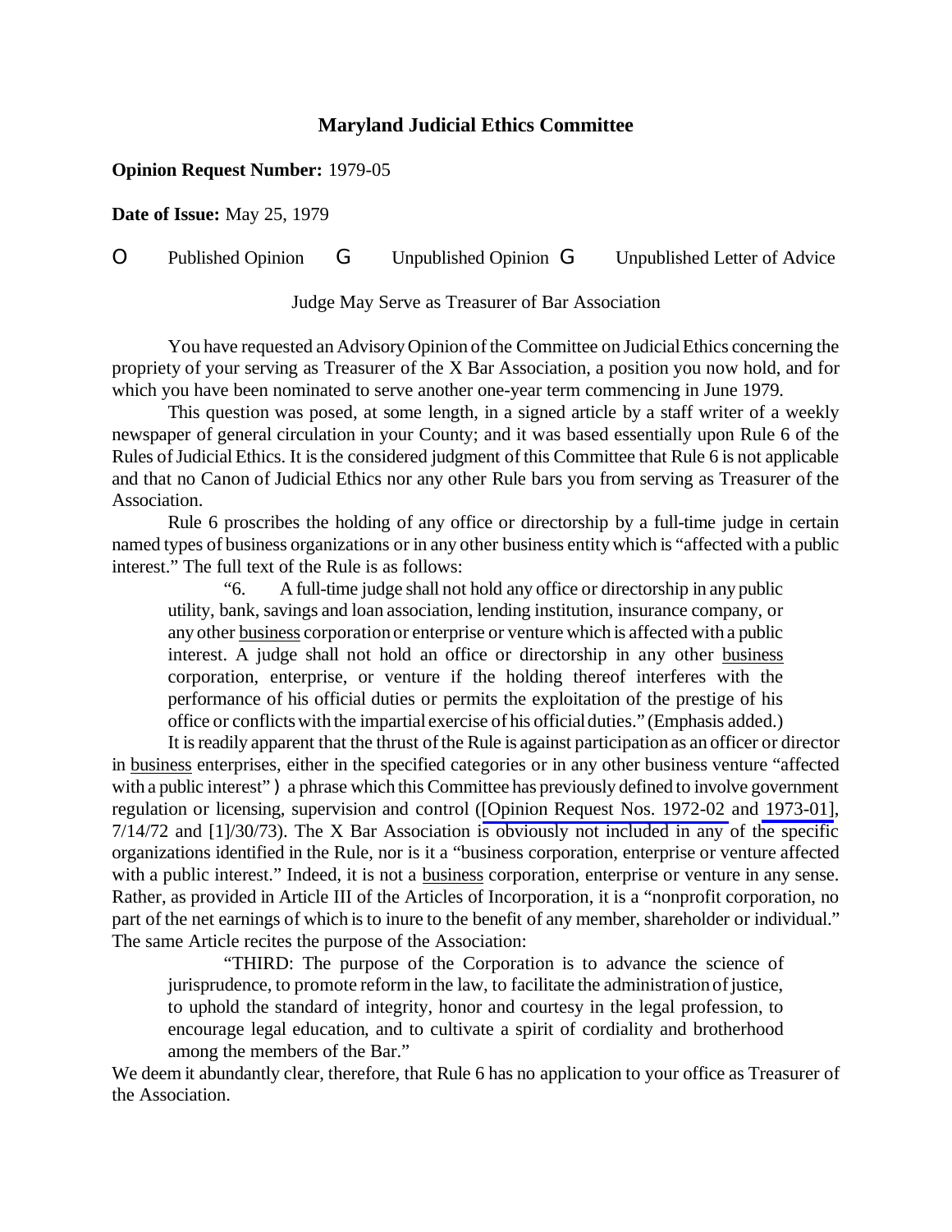# Maryland Judicial Ethics Committee

**Opinion Request Number:** 1979-05

**Date of Issue:** May 25, 1979

O Published Opinion G Unpublished Opinion G Unpublished Letter of Advice

Judge May Serve as Treasurer of Bar Association

You have requested an Advisory Opinion of the Committee on Judicial Ethics concerning the propriety of your serving as Treasurer of the X Bar Association, a position you now hold, and for which you have been nominated to serve another one-year term commencing in June 1979.

This question was posed, at some length, in a signed article by a staff writer of a weekly newspaper of general circulation in your County; and it was based essentially upon Rule 6 of the Rules of Judicial Ethics. It is the considered judgment of this Committee that Rule 6 is not applicable and that no Canon of Judicial Ethics nor any other Rule bars you from serving as Treasurer of the Association.

Rule 6 proscribes the holding of any office or directorship by a full-time judge in certain named types of business organizations or in any other business entity which is "affected with a public interest." The full text of the Rule is as follows:

> "6. A full-time judge shall not hold any office or directorship in any public utility, bank, savings and loan association, lending institution, insurance company, or any other <u>business</u> corporation or enterprise or venture which is affected with a public interest. A judge shall not hold an office or directorship in any other <u>business</u> corporation, enterprise, or venture if the holding thereof interferes with the performance of his official duties or permits the exploitation of the prestige of his office or conflicts with the impartial exercise of his official duties." (Emphasis added.)

It is readily apparent that the thrust of the Rule is against participation as an officer or director in <u>business</u> enterprises, either in the specified categories or in any other business venture "affected with a public interest" ) a phrase which this Committee has previously defined to involve government regulation or licensing, supervision and control ([Opinion Request Nos. 1972-02 and 1973-01], 7/14/72 and [1]/30/73). The X Bar Association is obviously not included in any of the specific organizations identified in the Rule, nor is it a "business corporation, enterprise or venture affected with a public interest." Indeed, it is not a <u>business</u> corporation, enterprise or venture in any sense. Rather, as provided in Article III of the Articles of Incorporation, it is a "nonprofit corporation, no part of the net earnings of which is to inure to the benefit of any member, shareholder or individual." The same Article recites the purpose of the Association:

> "THIRD: The purpose of the Corporation is to advance the science of jurisprudence, to promote reform in the law, to facilitate the administration of justice, to uphold the standard of integrity, honor and courtesy in the legal profession, to encourage legal education, and to cultivate a spirit of cordiality and brotherhood among the members of the Bar."

We deem it abundantly clear, therefore, that Rule 6 has no application to your office as Treasurer of the Association.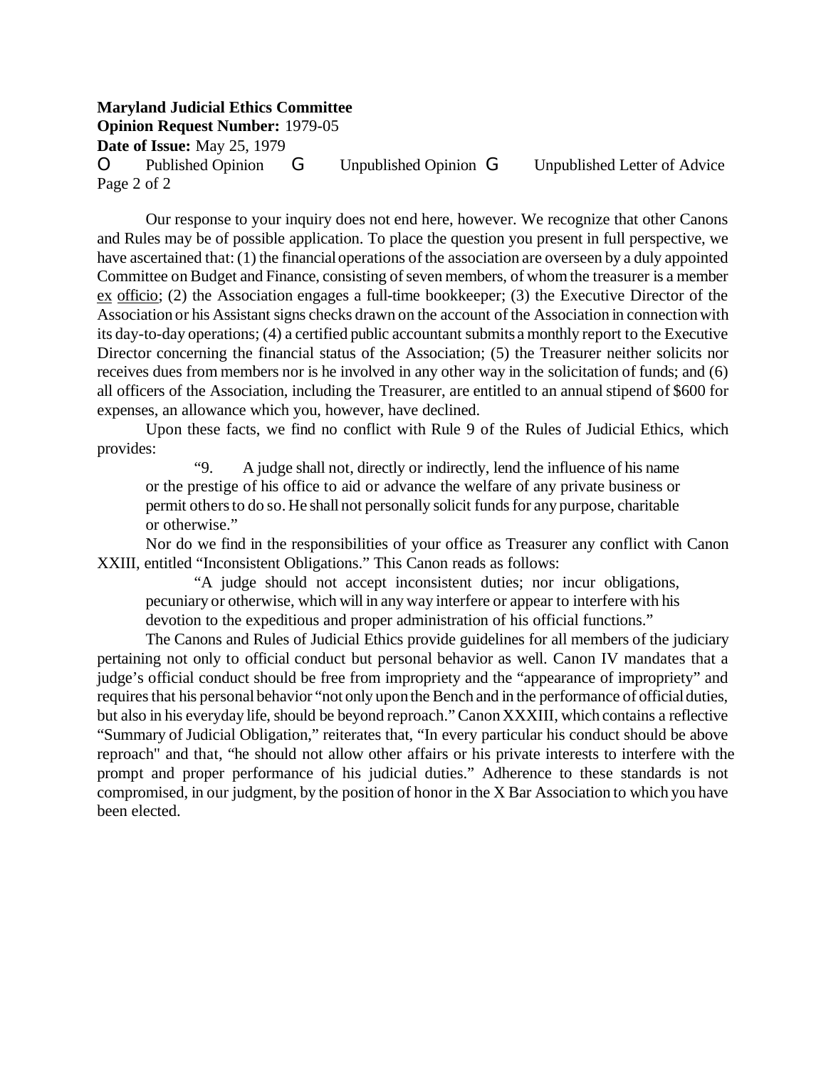**Maryland Judicial Ethics Committee**
**Opinion Request Number:** 1979-05
**Date of Issue:** May 25, 1979
O Published Opinion G Unpublished Opinion G Unpublished Letter of Advice

Our response to your inquiry does not end here, however. We recognize that other Canons and Rules may be of possible application. To place the question you present in full perspective, we have ascertained that: (1) the financial operations of the association are overseen by a duly appointed Committee on Budget and Finance, consisting of seven members, of whom the treasurer is a member ex officio; (2) the Association engages a full-time bookkeeper; (3) the Executive Director of the Association or his Assistant signs checks drawn on the account of the Association in connection with its day-to-day operations; (4) a certified public accountant submits a monthly report to the Executive Director concerning the financial status of the Association; (5) the Treasurer neither solicits nor receives dues from members nor is he involved in any other way in the solicitation of funds; and (6) all officers of the Association, including the Treasurer, are entitled to an annual stipend of $600 for expenses, an allowance which you, however, have declined.

Upon these facts, we find no conflict with Rule 9 of the Rules of Judicial Ethics, which provides:

> "9. A judge shall not, directly or indirectly, lend the influence of his name or the prestige of his office to aid or advance the welfare of any private business or permit others to do so. He shall not personally solicit funds for any purpose, charitable or otherwise."

Nor do we find in the responsibilities of your office as Treasurer any conflict with Canon XXIII, entitled "Inconsistent Obligations." This Canon reads as follows:

> "A judge should not accept inconsistent duties; nor incur obligations, pecuniary or otherwise, which will in any way interfere or appear to interfere with his devotion to the expeditious and proper administration of his official functions."

The Canons and Rules of Judicial Ethics provide guidelines for all members of the judiciary pertaining not only to official conduct but personal behavior as well. Canon IV mandates that a judge's official conduct should be free from impropriety and the "appearance of impropriety" and requires that his personal behavior "not only upon the Bench and in the performance of official duties, but also in his everyday life, should be beyond reproach." Canon XXXIII, which contains a reflective "Summary of Judicial Obligation," reiterates that, "In every particular his conduct should be above reproach" and that, "he should not allow other affairs or his private interests to interfere with the prompt and proper performance of his judicial duties." Adherence to these standards is not compromised, in our judgment, by the position of honor in the X Bar Association to which you have been elected.